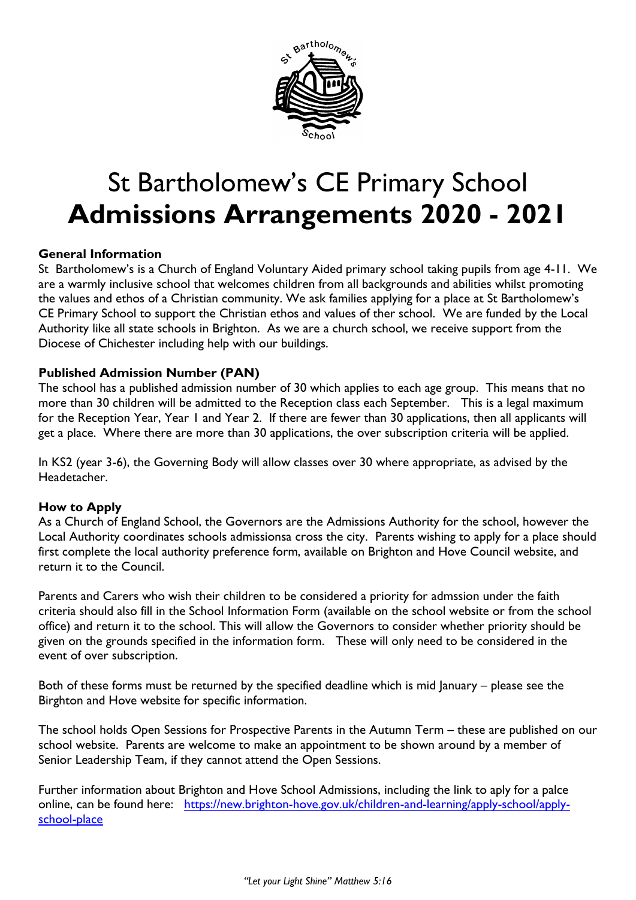# St Bartholomew's CE Primary School
# **Admissions Arrangements 2020 - 2021**

**General Information**

St Bartholomew's is a Church of England Voluntary Aided primary school taking pupils from age 4-11. We are a warmly inclusive school that welcomes children from all backgrounds and abilities whilst promoting the values and ethos of a Christian community. We ask families applying for a place at St Bartholomew's CE Primary School to support the Christian ethos and values of ther school. We are funded by the Local Authority like all state schools in Brighton. As we are a church school, we receive support from the Diocese of Chichester including help with our buildings.

**Published Admission Number (PAN)**

The school has a published admission number of 30 which applies to each age group. This means that no more than 30 children will be admitted to the Reception class each September. This is a legal maximum for the Reception Year, Year 1 and Year 2. If there are fewer than 30 applications, then all applicants will get a place. Where there are more than 30 applications, the over subscription criteria will be applied.

In KS2 (year 3-6), the Governing Body will allow classes over 30 where appropriate, as advised by the Headetacher.

**How to Apply**

As a Church of England School, the Governors are the Admissions Authority for the school, however the Local Authority coordinates schools admissionsa cross the city. Parents wishing to apply for a place should first complete the local authority preference form, available on Brighton and Hove Council website, and return it to the Council.

Parents and Carers who wish their children to be considered a priority for admssion under the faith criteria should also fill in the School Information Form (available on the school website or from the school office) and return it to the school. This will allow the Governors to consider whether priority should be given on the grounds specified in the information form. These will only need to be considered in the event of over subscription.

Both of these forms must be returned by the specified deadline which is mid January – please see the Birghton and Hove website for specific information.

The school holds Open Sessions for Prospective Parents in the Autumn Term – these are published on our school website. Parents are welcome to make an appointment to be shown around by a member of Senior Leadership Team, if they cannot attend the Open Sessions.

Further information about Brighton and Hove School Admissions, including the link to aply for a palce online, can be found here: https://new.brighton-hove.gov.uk/children-and-learning/apply-school/apply-school-place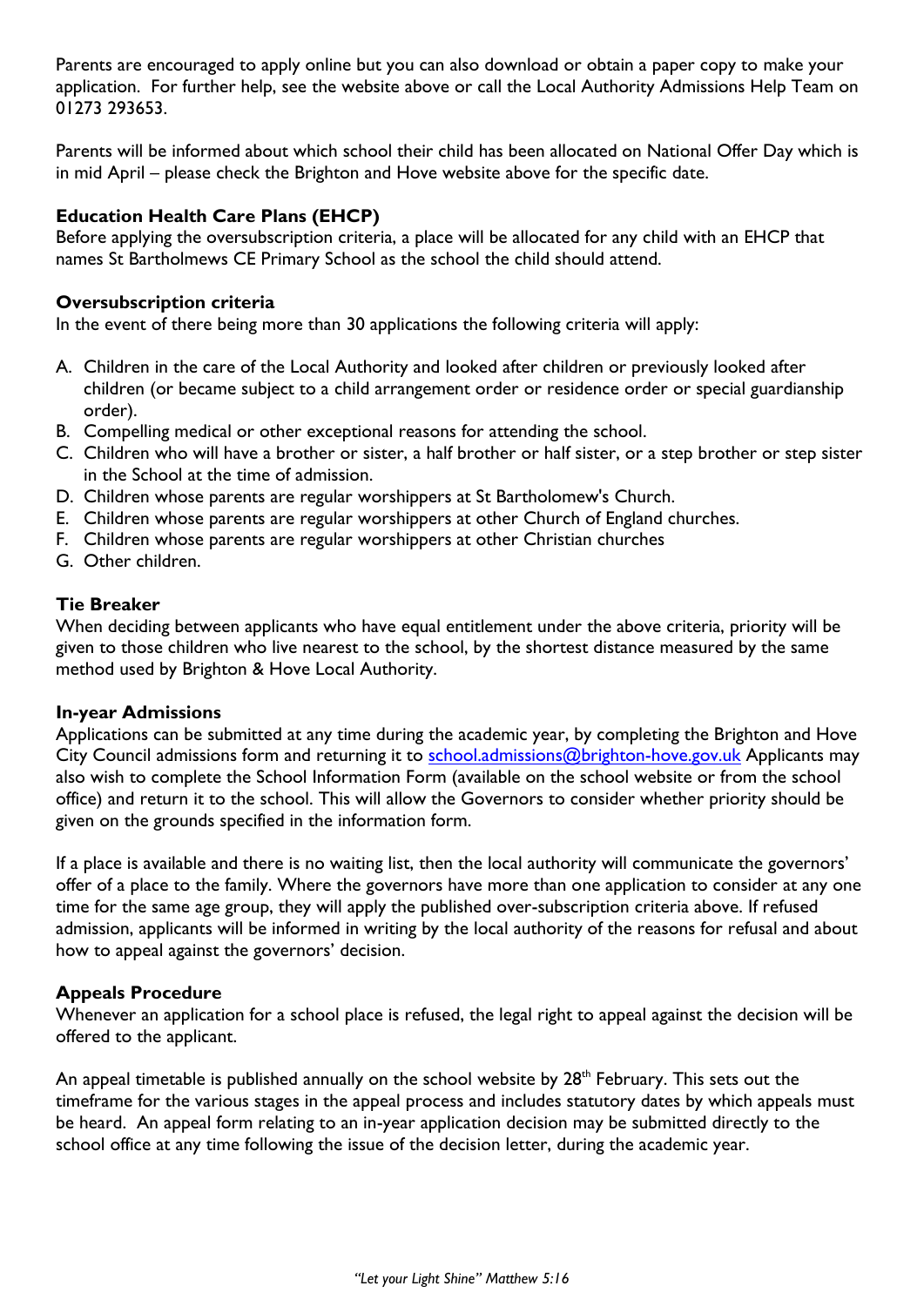Parents are encouraged to apply online but you can also download or obtain a paper copy to make your application. For further help, see the website above or call the Local Authority Admissions Help Team on 01273 293653.

Parents will be informed about which school their child has been allocated on National Offer Day which is in mid April – please check the Brighton and Hove website above for the specific date.

### Education Health Care Plans (EHCP)

Before applying the oversubscription criteria, a place will be allocated for any child with an EHCP that names St Bartholmews CE Primary School as the school the child should attend.

### Oversubscription criteria

In the event of there being more than 30 applications the following criteria will apply:

A. Children in the care of the Local Authority and looked after children or previously looked after children (or became subject to a child arrangement order or residence order or special guardianship order).
B. Compelling medical or other exceptional reasons for attending the school.
C. Children who will have a brother or sister, a half brother or half sister, or a step brother or step sister in the School at the time of admission.
D. Children whose parents are regular worshippers at St Bartholomew's Church.
E. Children whose parents are regular worshippers at other Church of England churches.
F. Children whose parents are regular worshippers at other Christian churches
G. Other children.

### Tie Breaker

When deciding between applicants who have equal entitlement under the above criteria, priority will be given to those children who live nearest to the school, by the shortest distance measured by the same method used by Brighton & Hove Local Authority.

### In-year Admissions

Applications can be submitted at any time during the academic year, by completing the Brighton and Hove City Council admissions form and returning it to school.admissions@brighton-hove.gov.uk Applicants may also wish to complete the School Information Form (available on the school website or from the school office) and return it to the school. This will allow the Governors to consider whether priority should be given on the grounds specified in the information form.

If a place is available and there is no waiting list, then the local authority will communicate the governors' offer of a place to the family. Where the governors have more than one application to consider at any one time for the same age group, they will apply the published over-subscription criteria above. If refused admission, applicants will be informed in writing by the local authority of the reasons for refusal and about how to appeal against the governors' decision.

### Appeals Procedure

Whenever an application for a school place is refused, the legal right to appeal against the decision will be offered to the applicant.

An appeal timetable is published annually on the school website by 28th February. This sets out the timeframe for the various stages in the appeal process and includes statutory dates by which appeals must be heard. An appeal form relating to an in-year application decision may be submitted directly to the school office at any time following the issue of the decision letter, during the academic year.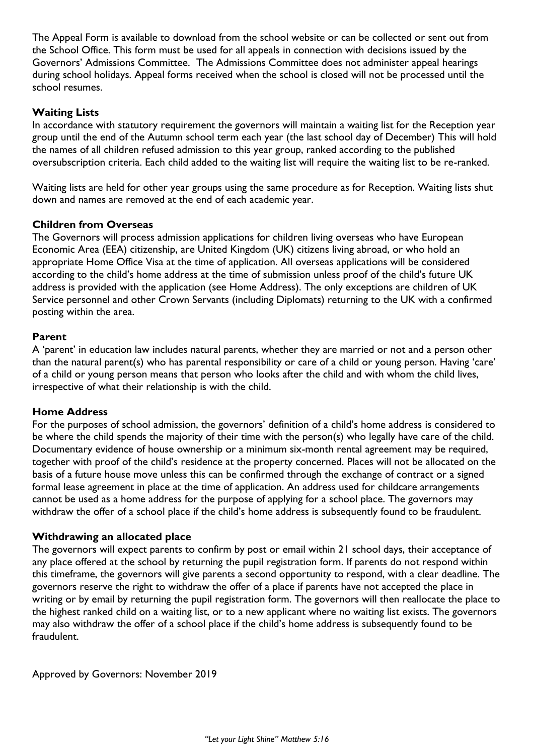The Appeal Form is available to download from the school website or can be collected or sent out from the School Office. This form must be used for all appeals in connection with decisions issued by the Governors' Admissions Committee. The Admissions Committee does not administer appeal hearings during school holidays. Appeal forms received when the school is closed will not be processed until the school resumes.

**Waiting Lists**

In accordance with statutory requirement the governors will maintain a waiting list for the Reception year group until the end of the Autumn school term each year (the last school day of December) This will hold the names of all children refused admission to this year group, ranked according to the published oversubscription criteria. Each child added to the waiting list will require the waiting list to be re-ranked.

Waiting lists are held for other year groups using the same procedure as for Reception. Waiting lists shut down and names are removed at the end of each academic year.

**Children from Overseas**

The Governors will process admission applications for children living overseas who have European Economic Area (EEA) citizenship, are United Kingdom (UK) citizens living abroad, or who hold an appropriate Home Office Visa at the time of application. All overseas applications will be considered according to the child's home address at the time of submission unless proof of the child's future UK address is provided with the application (see Home Address). The only exceptions are children of UK Service personnel and other Crown Servants (including Diplomats) returning to the UK with a confirmed posting within the area.

**Parent**

A 'parent' in education law includes natural parents, whether they are married or not and a person other than the natural parent(s) who has parental responsibility or care of a child or young person. Having 'care' of a child or young person means that person who looks after the child and with whom the child lives, irrespective of what their relationship is with the child.

**Home Address**

For the purposes of school admission, the governors' definition of a child's home address is considered to be where the child spends the majority of their time with the person(s) who legally have care of the child. Documentary evidence of house ownership or a minimum six-month rental agreement may be required, together with proof of the child's residence at the property concerned. Places will not be allocated on the basis of a future house move unless this can be confirmed through the exchange of contract or a signed formal lease agreement in place at the time of application. An address used for childcare arrangements cannot be used as a home address for the purpose of applying for a school place. The governors may withdraw the offer of a school place if the child's home address is subsequently found to be fraudulent.

**Withdrawing an allocated place**

The governors will expect parents to confirm by post or email within 21 school days, their acceptance of any place offered at the school by returning the pupil registration form. If parents do not respond within this timeframe, the governors will give parents a second opportunity to respond, with a clear deadline. The governors reserve the right to withdraw the offer of a place if parents have not accepted the place in writing or by email by returning the pupil registration form. The governors will then reallocate the place to the highest ranked child on a waiting list, or to a new applicant where no waiting list exists. The governors may also withdraw the offer of a school place if the child's home address is subsequently found to be fraudulent.

Approved by Governors: November 2019